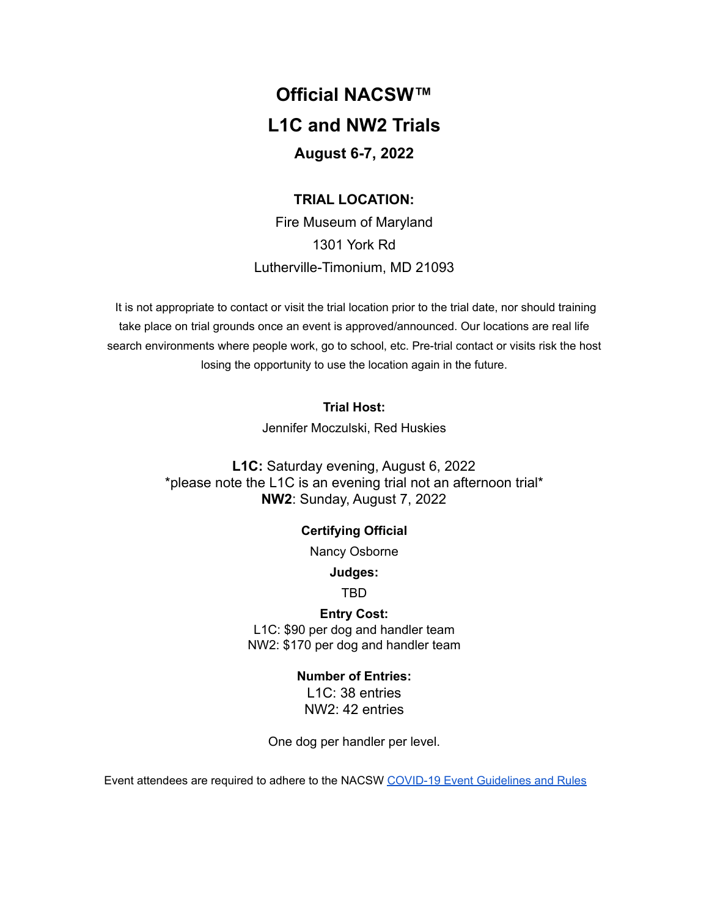# Official NACSW™

# L1C and NW2 Trials

## August 6-7, 2022

**TRIAL LOCATION:**

Fire Museum of Maryland
1301 York Rd
Lutherville-Timonium, MD 21093

It is not appropriate to contact or visit the trial location prior to the trial date, nor should training take place on trial grounds once an event is approved/announced. Our locations are real life search environments where people work, go to school, etc. Pre-trial contact or visits risk the host losing the opportunity to use the location again in the future.

**Trial Host:**

Jennifer Moczulski, Red Huskies

**L1C:** Saturday evening, August 6, 2022
*please note the L1C is an evening trial not an afternoon trial*
**NW2**: Sunday, August 7, 2022

**Certifying Official**

Nancy Osborne

**Judges:**

TBD

**Entry Cost:**
L1C: $90 per dog and handler team
NW2: $170 per dog and handler team

**Number of Entries:**
L1C: 38 entries
NW2: 42 entries

One dog per handler per level.

Event attendees are required to adhere to the NACSW [COVID-19 Event Guidelines and Rules]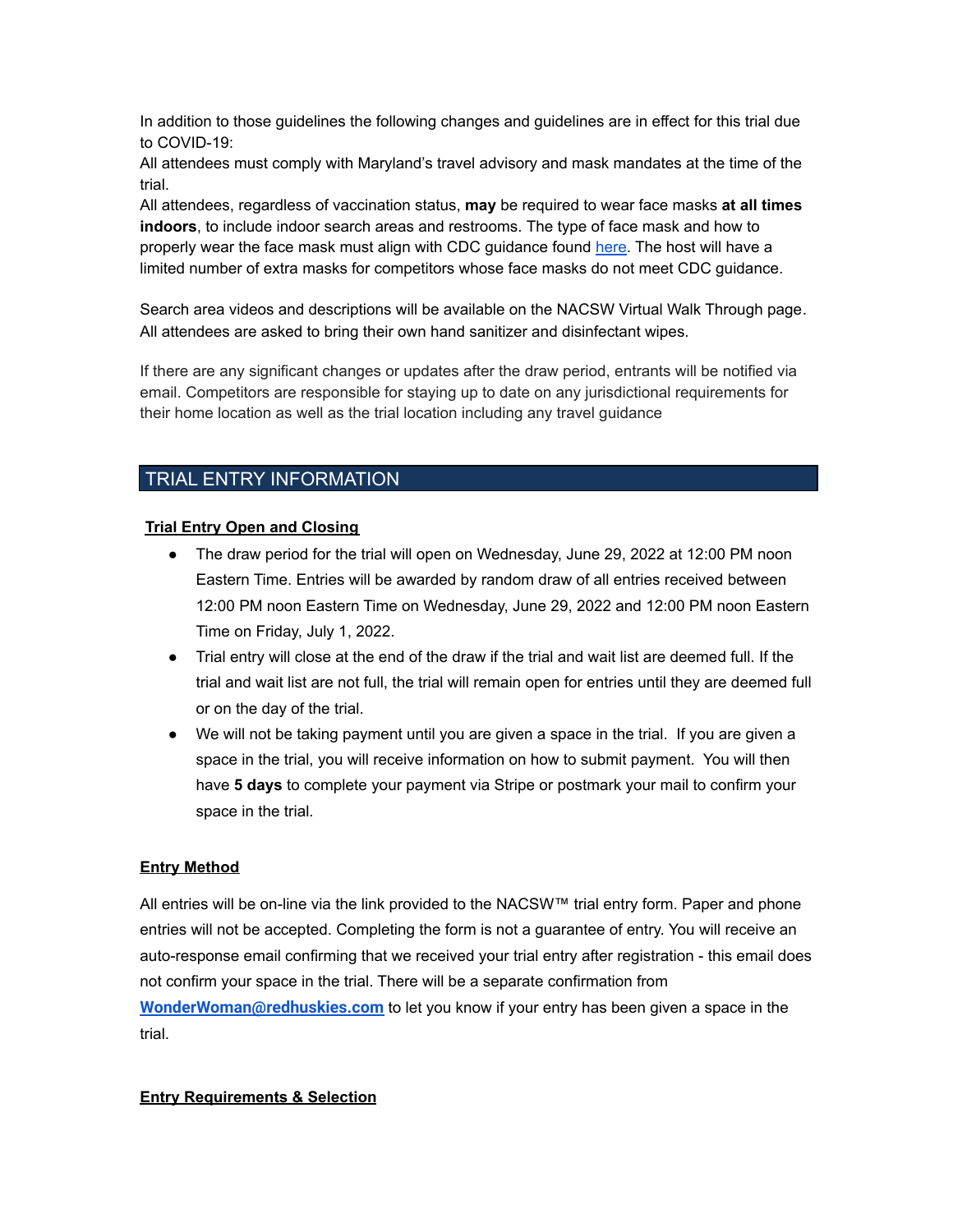In addition to those guidelines the following changes and guidelines are in effect for this trial due to COVID-19:

All attendees must comply with Maryland's travel advisory and mask mandates at the time of the trial.

All attendees, regardless of vaccination status, **may** be required to wear face masks **at all times indoors**, to include indoor search areas and restrooms. The type of face mask and how to properly wear the face mask must align with CDC guidance found [here](). The host will have a limited number of extra masks for competitors whose face masks do not meet CDC guidance.

Search area videos and descriptions will be available on the NACSW Virtual Walk Through page. All attendees are asked to bring their own hand sanitizer and disinfectant wipes.

If there are any significant changes or updates after the draw period, entrants will be notified via email. Competitors are responsible for staying up to date on any jurisdictional requirements for their home location as well as the trial location including any travel guidance

## TRIAL ENTRY INFORMATION

### Trial Entry Open and Closing

- The draw period for the trial will open on Wednesday, June 29, 2022 at 12:00 PM noon Eastern Time. Entries will be awarded by random draw of all entries received between 12:00 PM noon Eastern Time on Wednesday, June 29, 2022 and 12:00 PM noon Eastern Time on Friday, July 1, 2022.
- Trial entry will close at the end of the draw if the trial and wait list are deemed full. If the trial and wait list are not full, the trial will remain open for entries until they are deemed full or on the day of the trial.
- We will not be taking payment until you are given a space in the trial. If you are given a space in the trial, you will receive information on how to submit payment. You will then have **5 days** to complete your payment via Stripe or postmark your mail to confirm your space in the trial.

### Entry Method

All entries will be on-line via the link provided to the NACSW™ trial entry form. Paper and phone entries will not be accepted. Completing the form is not a guarantee of entry. You will receive an auto-response email confirming that we received your trial entry after registration - this email does not confirm your space in the trial. There will be a separate confirmation from **WonderWoman@redhuskies.com** to let you know if your entry has been given a space in the trial.

### Entry Requirements & Selection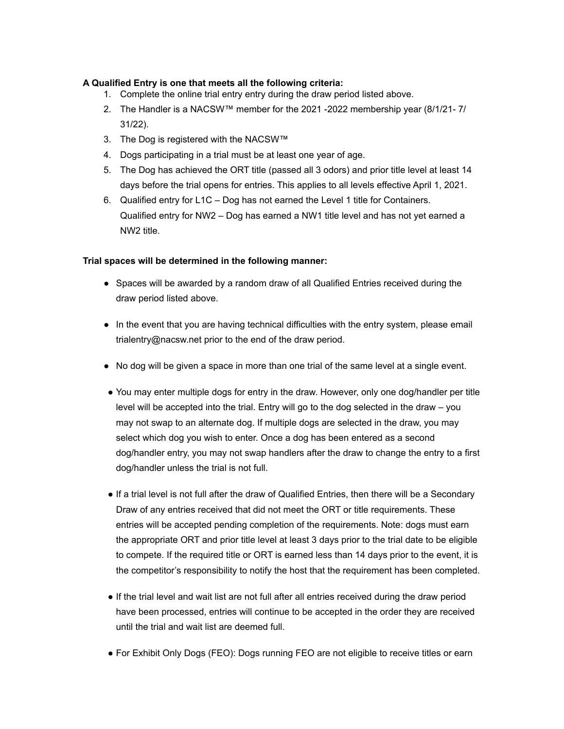**A Qualified Entry is one that meets all the following criteria:**

1. Complete the online trial entry entry during the draw period listed above.
2. The Handler is a NACSW™ member for the 2021 -2022 membership year (8/1/21- 7/31/22).
3. The Dog is registered with the NACSW™
4. Dogs participating in a trial must be at least one year of age.
5. The Dog has achieved the ORT title (passed all 3 odors) and prior title level at least 14 days before the trial opens for entries. This applies to all levels effective April 1, 2021.
6. Qualified entry for L1C – Dog has not earned the Level 1 title for Containers. Qualified entry for NW2 – Dog has earned a NW1 title level and has not yet earned a NW2 title.

**Trial spaces will be determined in the following manner:**

- Spaces will be awarded by a random draw of all Qualified Entries received during the draw period listed above.
- In the event that you are having technical difficulties with the entry system, please email trialentry@nacsw.net prior to the end of the draw period.
- No dog will be given a space in more than one trial of the same level at a single event.
- You may enter multiple dogs for entry in the draw. However, only one dog/handler per title level will be accepted into the trial. Entry will go to the dog selected in the draw – you may not swap to an alternate dog. If multiple dogs are selected in the draw, you may select which dog you wish to enter. Once a dog has been entered as a second dog/handler entry, you may not swap handlers after the draw to change the entry to a first dog/handler unless the trial is not full.
- If a trial level is not full after the draw of Qualified Entries, then there will be a Secondary Draw of any entries received that did not meet the ORT or title requirements. These entries will be accepted pending completion of the requirements. Note: dogs must earn the appropriate ORT and prior title level at least 3 days prior to the trial date to be eligible to compete. If the required title or ORT is earned less than 14 days prior to the event, it is the competitor's responsibility to notify the host that the requirement has been completed.
- If the trial level and wait list are not full after all entries received during the draw period have been processed, entries will continue to be accepted in the order they are received until the trial and wait list are deemed full.
- For Exhibit Only Dogs (FEO): Dogs running FEO are not eligible to receive titles or earn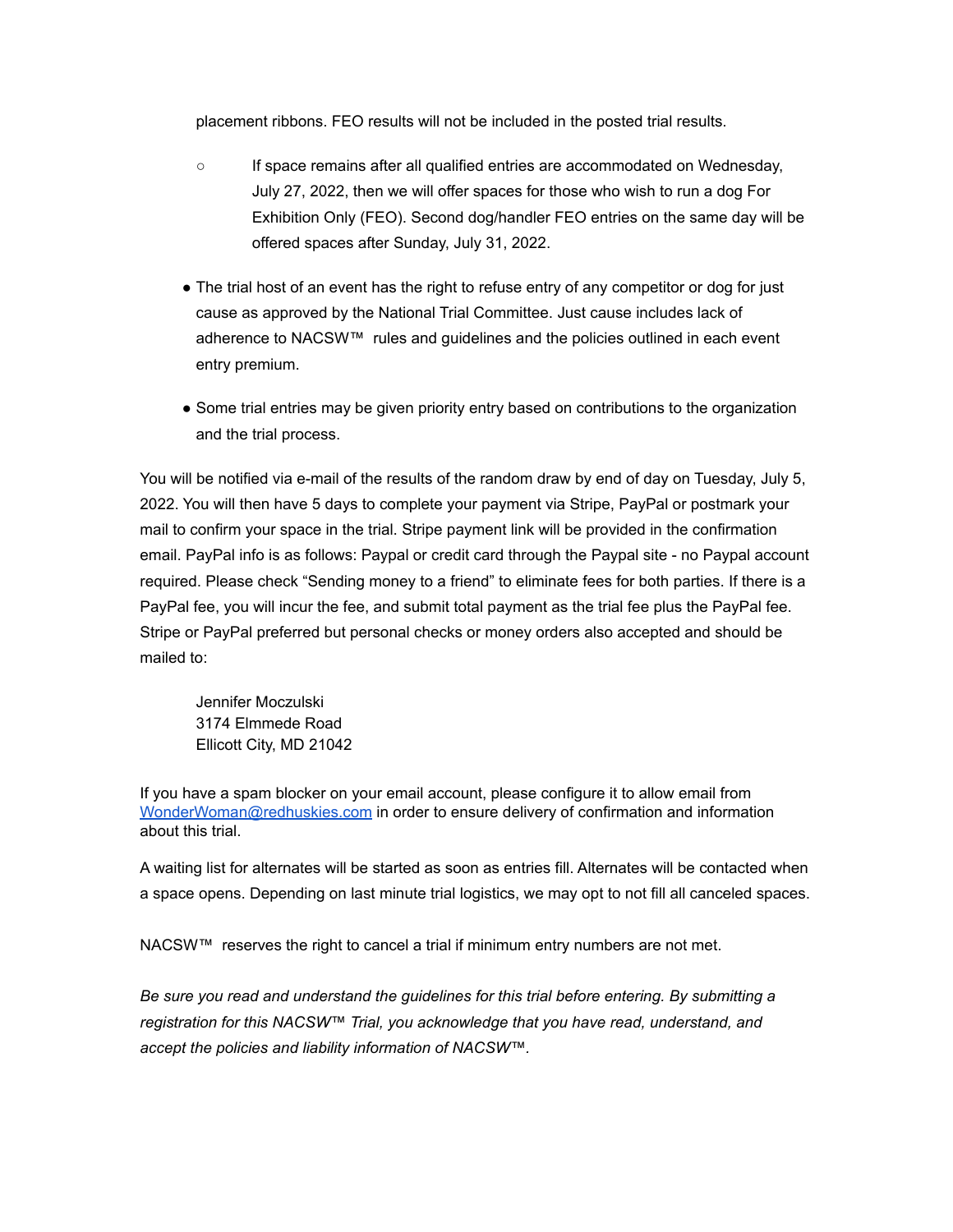placement ribbons. FEO results will not be included in the posted trial results.

    - If space remains after all qualified entries are accommodated on Wednesday, July 27, 2022, then we will offer spaces for those who wish to run a dog For Exhibition Only (FEO). Second dog/handler FEO entries on the same day will be offered spaces after Sunday, July 31, 2022.

- The trial host of an event has the right to refuse entry of any competitor or dog for just cause as approved by the National Trial Committee. Just cause includes lack of adherence to NACSW™ rules and guidelines and the policies outlined in each event entry premium.

- Some trial entries may be given priority entry based on contributions to the organization and the trial process.

You will be notified via e-mail of the results of the random draw by end of day on Tuesday, July 5, 2022. You will then have 5 days to complete your payment via Stripe, PayPal or postmark your mail to confirm your space in the trial. Stripe payment link will be provided in the confirmation email. PayPal info is as follows: Paypal or credit card through the Paypal site - no Paypal account required. Please check "Sending money to a friend" to eliminate fees for both parties. If there is a PayPal fee, you will incur the fee, and submit total payment as the trial fee plus the PayPal fee. Stripe or PayPal preferred but personal checks or money orders also accepted and should be mailed to:

> Jennifer Moczulski
> 3174 Elmmede Road
> Ellicott City, MD 21042

If you have a spam blocker on your email account, please configure it to allow email from WonderWoman@redhuskies.com in order to ensure delivery of confirmation and information about this trial.

A waiting list for alternates will be started as soon as entries fill. Alternates will be contacted when a space opens. Depending on last minute trial logistics, we may opt to not fill all canceled spaces.

NACSW™ reserves the right to cancel a trial if minimum entry numbers are not met.

*Be sure you read and understand the guidelines for this trial before entering. By submitting a registration for this NACSW™ Trial, you acknowledge that you have read, understand, and accept the policies and liability information of NACSW™.*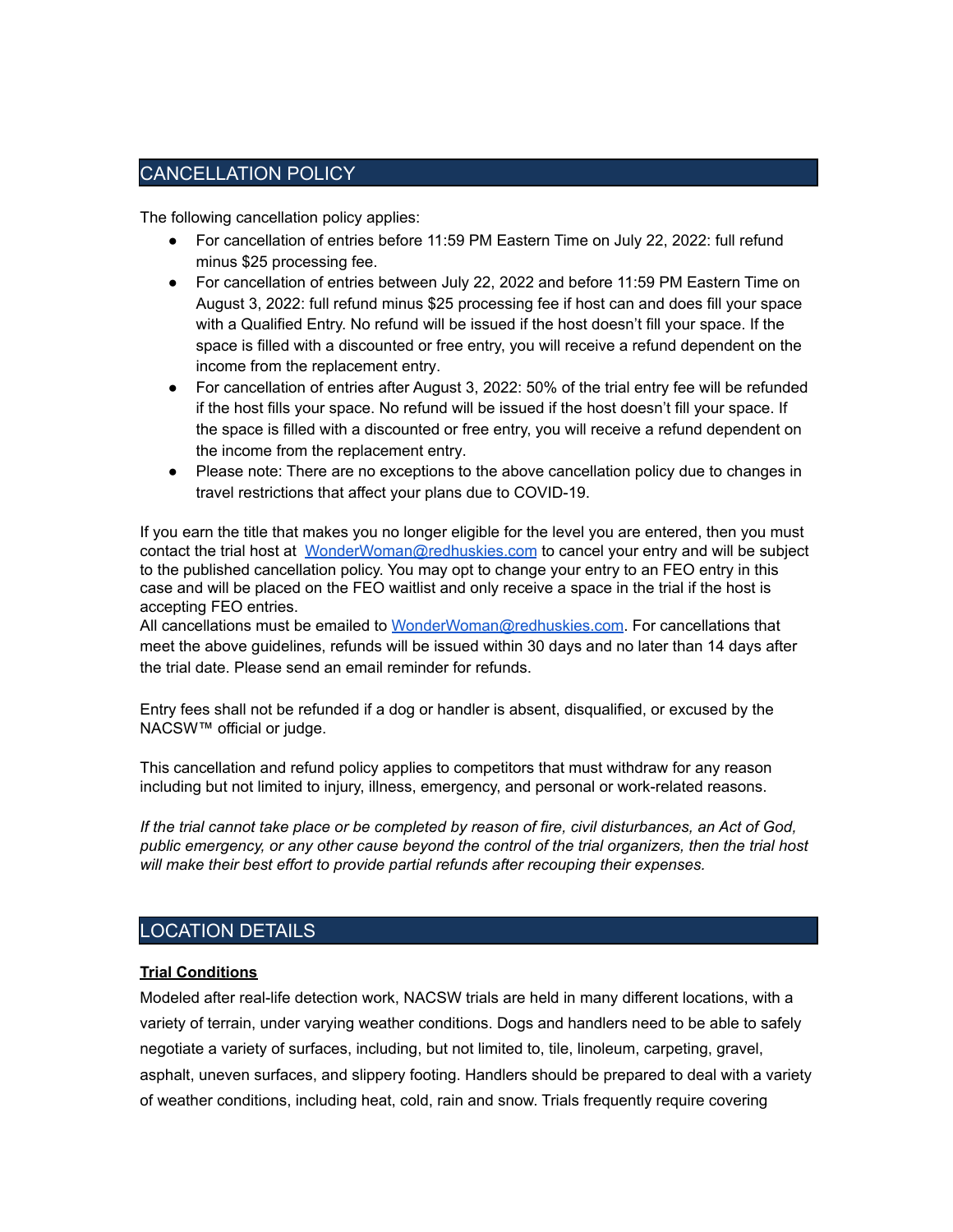## CANCELLATION POLICY

The following cancellation policy applies:

- For cancellation of entries before 11:59 PM Eastern Time on July 22, 2022: full refund minus $25 processing fee.
- For cancellation of entries between July 22, 2022 and before 11:59 PM Eastern Time on August 3, 2022: full refund minus $25 processing fee if host can and does fill your space with a Qualified Entry. No refund will be issued if the host doesn't fill your space. If the space is filled with a discounted or free entry, you will receive a refund dependent on the income from the replacement entry.
- For cancellation of entries after August 3, 2022: 50% of the trial entry fee will be refunded if the host fills your space. No refund will be issued if the host doesn't fill your space. If the space is filled with a discounted or free entry, you will receive a refund dependent on the income from the replacement entry.
- Please note: There are no exceptions to the above cancellation policy due to changes in travel restrictions that affect your plans due to COVID-19.

If you earn the title that makes you no longer eligible for the level you are entered, then you must contact the trial host at [WonderWoman@redhuskies.com](mailto:WonderWoman@redhuskies.com) to cancel your entry and will be subject to the published cancellation policy. You may opt to change your entry to an FEO entry in this case and will be placed on the FEO waitlist and only receive a space in the trial if the host is accepting FEO entries.
All cancellations must be emailed to [WonderWoman@redhuskies.com](mailto:WonderWoman@redhuskies.com). For cancellations that meet the above guidelines, refunds will be issued within 30 days and no later than 14 days after the trial date. Please send an email reminder for refunds.

Entry fees shall not be refunded if a dog or handler is absent, disqualified, or excused by the NACSW™ official or judge.

This cancellation and refund policy applies to competitors that must withdraw for any reason including but not limited to injury, illness, emergency, and personal or work-related reasons.

*If the trial cannot take place or be completed by reason of fire, civil disturbances, an Act of God, public emergency, or any other cause beyond the control of the trial organizers, then the trial host will make their best effort to provide partial refunds after recouping their expenses.*

## LOCATION DETAILS

**Trial Conditions**

Modeled after real-life detection work, NACSW trials are held in many different locations, with a variety of terrain, under varying weather conditions. Dogs and handlers need to be able to safely negotiate a variety of surfaces, including, but not limited to, tile, linoleum, carpeting, gravel, asphalt, uneven surfaces, and slippery footing. Handlers should be prepared to deal with a variety of weather conditions, including heat, cold, rain and snow. Trials frequently require covering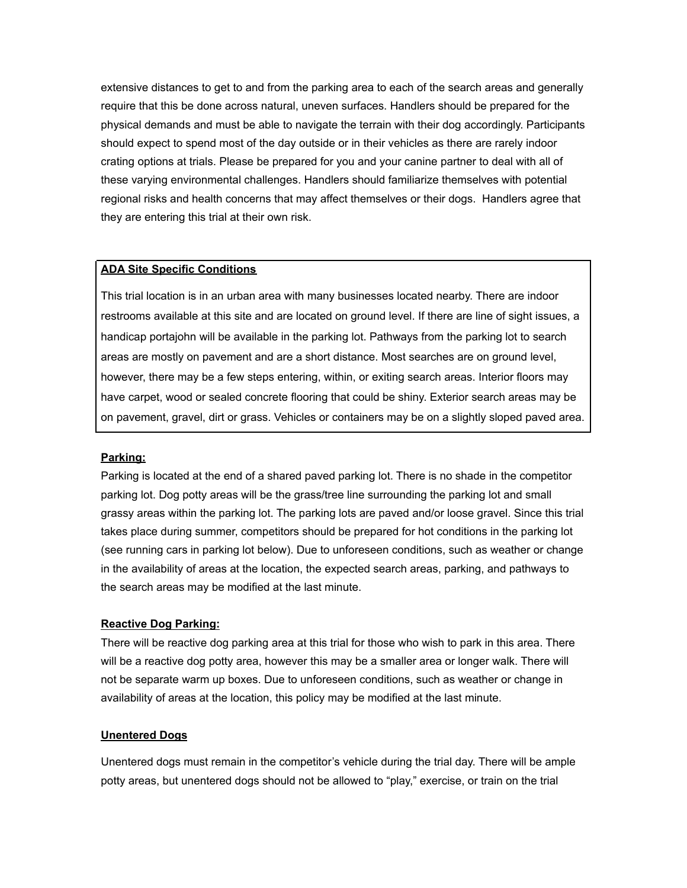extensive distances to get to and from the parking area to each of the search areas and generally require that this be done across natural, uneven surfaces. Handlers should be prepared for the physical demands and must be able to navigate the terrain with their dog accordingly. Participants should expect to spend most of the day outside or in their vehicles as there are rarely indoor crating options at trials. Please be prepared for you and your canine partner to deal with all of these varying environmental challenges. Handlers should familiarize themselves with potential regional risks and health concerns that may affect themselves or their dogs. Handlers agree that they are entering this trial at their own risk.

**ADA Site Specific Conditions**

This trial location is in an urban area with many businesses located nearby. There are indoor restrooms available at this site and are located on ground level. If there are line of sight issues, a handicap portajohn will be available in the parking lot. Pathways from the parking lot to search areas are mostly on pavement and are a short distance. Most searches are on ground level, however, there may be a few steps entering, within, or exiting search areas. Interior floors may have carpet, wood or sealed concrete flooring that could be shiny. Exterior search areas may be on pavement, gravel, dirt or grass. Vehicles or containers may be on a slightly sloped paved area.

**Parking:**

Parking is located at the end of a shared paved parking lot. There is no shade in the competitor parking lot. Dog potty areas will be the grass/tree line surrounding the parking lot and small grassy areas within the parking lot. The parking lots are paved and/or loose gravel. Since this trial takes place during summer, competitors should be prepared for hot conditions in the parking lot (see running cars in parking lot below). Due to unforeseen conditions, such as weather or change in the availability of areas at the location, the expected search areas, parking, and pathways to the search areas may be modified at the last minute.

**Reactive Dog Parking:**

There will be reactive dog parking area at this trial for those who wish to park in this area. There will be a reactive dog potty area, however this may be a smaller area or longer walk. There will not be separate warm up boxes. Due to unforeseen conditions, such as weather or change in availability of areas at the location, this policy may be modified at the last minute.

**Unentered Dogs**

Unentered dogs must remain in the competitor's vehicle during the trial day. There will be ample potty areas, but unentered dogs should not be allowed to "play," exercise, or train on the trial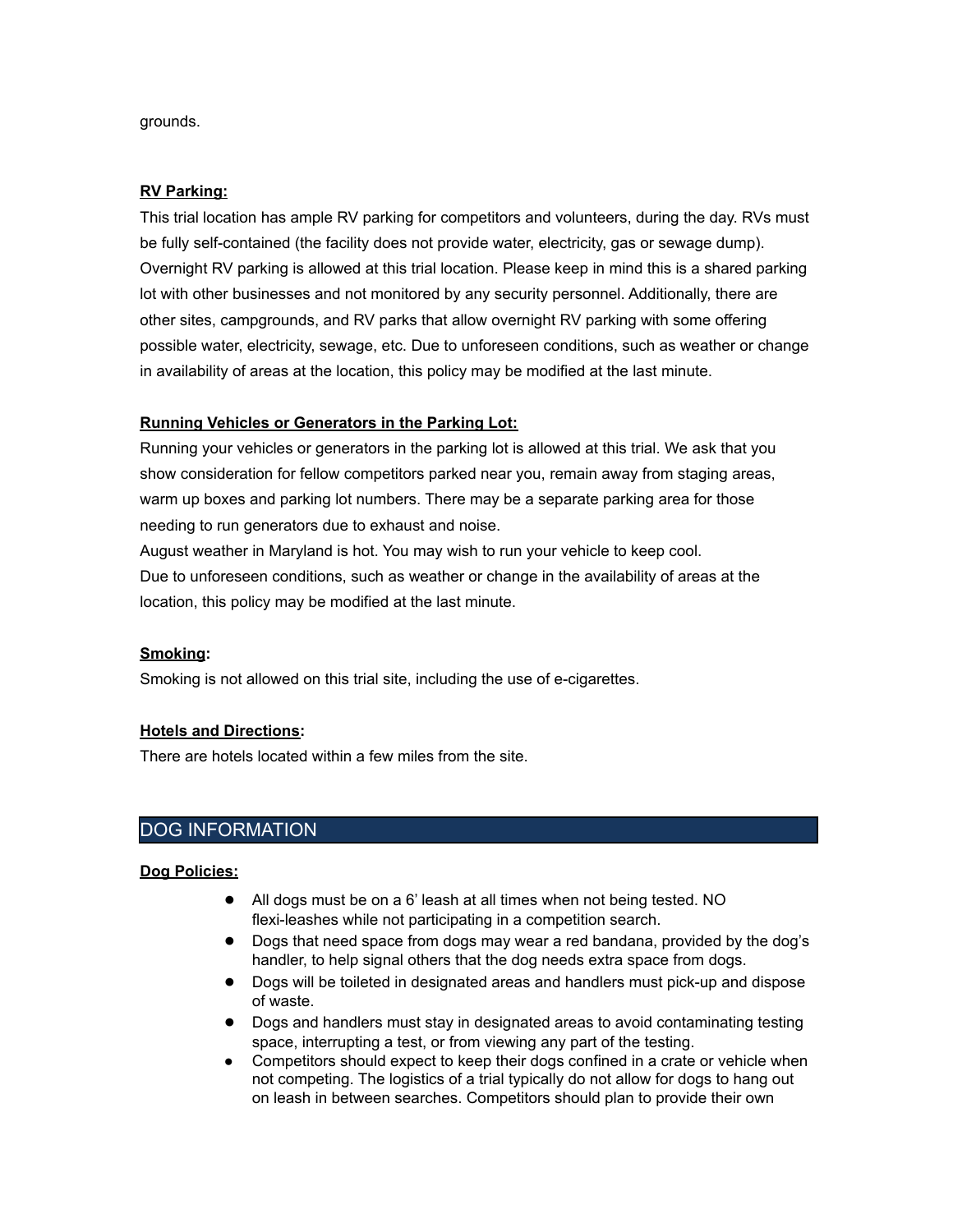grounds.

**RV Parking:**

This trial location has ample RV parking for competitors and volunteers, during the day. RVs must be fully self-contained (the facility does not provide water, electricity, gas or sewage dump). Overnight RV parking is allowed at this trial location. Please keep in mind this is a shared parking lot with other businesses and not monitored by any security personnel. Additionally, there are other sites, campgrounds, and RV parks that allow overnight RV parking with some offering possible water, electricity, sewage, etc. Due to unforeseen conditions, such as weather or change in availability of areas at the location, this policy may be modified at the last minute.

**Running Vehicles or Generators in the Parking Lot:**

Running your vehicles or generators in the parking lot is allowed at this trial. We ask that you show consideration for fellow competitors parked near you, remain away from staging areas, warm up boxes and parking lot numbers. There may be a separate parking area for those needing to run generators due to exhaust and noise.

August weather in Maryland is hot. You may wish to run your vehicle to keep cool.

Due to unforeseen conditions, such as weather or change in the availability of areas at the location, this policy may be modified at the last minute.

**Smoking:**

Smoking is not allowed on this trial site, including the use of e-cigarettes.

**Hotels and Directions:**

There are hotels located within a few miles from the site.

## DOG INFORMATION

**Dog Policies:**

- All dogs must be on a 6' leash at all times when not being tested. NO flexi-leashes while not participating in a competition search.
- Dogs that need space from dogs may wear a red bandana, provided by the dog's handler, to help signal others that the dog needs extra space from dogs.
- Dogs will be toileted in designated areas and handlers must pick-up and dispose of waste.
- Dogs and handlers must stay in designated areas to avoid contaminating testing space, interrupting a test, or from viewing any part of the testing.
- Competitors should expect to keep their dogs confined in a crate or vehicle when not competing. The logistics of a trial typically do not allow for dogs to hang out on leash in between searches. Competitors should plan to provide their own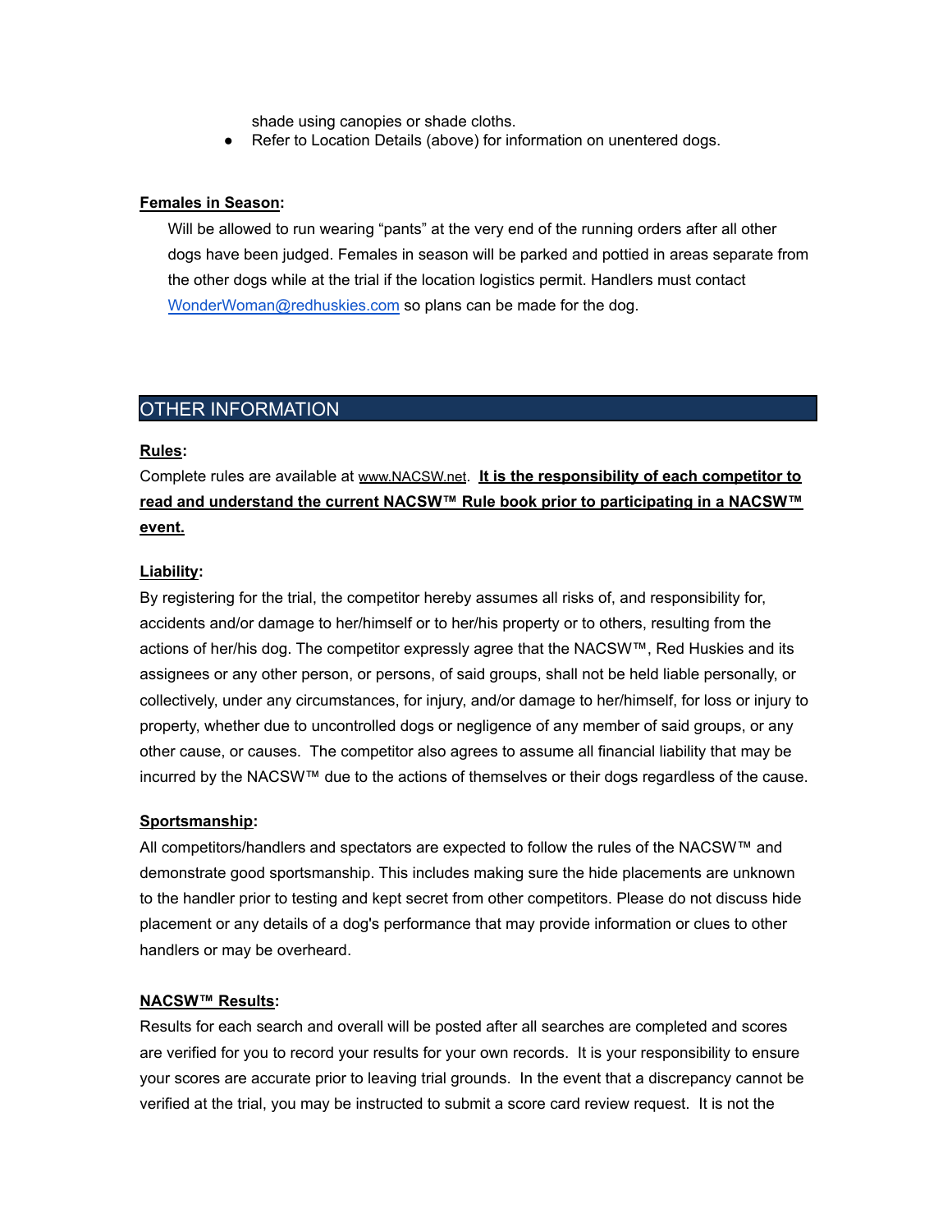shade using canopies or shade cloths.

- Refer to Location Details (above) for information on unentered dogs.

**Females in Season:**

Will be allowed to run wearing "pants" at the very end of the running orders after all other dogs have been judged. Females in season will be parked and pottied in areas separate from the other dogs while at the trial if the location logistics permit. Handlers must contact [WonderWoman@redhuskies.com](mailto:WonderWoman@redhuskies.com) so plans can be made for the dog.

## OTHER INFORMATION

**Rules:**

Complete rules are available at www.NACSW.net. **It is the responsibility of each competitor to read and understand the current NACSW™ Rule book prior to participating in a NACSW™ event.**

**Liability:**

By registering for the trial, the competitor hereby assumes all risks of, and responsibility for, accidents and/or damage to her/himself or to her/his property or to others, resulting from the actions of her/his dog. The competitor expressly agree that the NACSW™, Red Huskies and its assignees or any other person, or persons, of said groups, shall not be held liable personally, or collectively, under any circumstances, for injury, and/or damage to her/himself, for loss or injury to property, whether due to uncontrolled dogs or negligence of any member of said groups, or any other cause, or causes. The competitor also agrees to assume all financial liability that may be incurred by the NACSW™ due to the actions of themselves or their dogs regardless of the cause.

**Sportsmanship:**

All competitors/handlers and spectators are expected to follow the rules of the NACSW™ and demonstrate good sportsmanship. This includes making sure the hide placements are unknown to the handler prior to testing and kept secret from other competitors. Please do not discuss hide placement or any details of a dog's performance that may provide information or clues to other handlers or may be overheard.

**NACSW™ Results:**

Results for each search and overall will be posted after all searches are completed and scores are verified for you to record your results for your own records. It is your responsibility to ensure your scores are accurate prior to leaving trial grounds. In the event that a discrepancy cannot be verified at the trial, you may be instructed to submit a score card review request. It is not the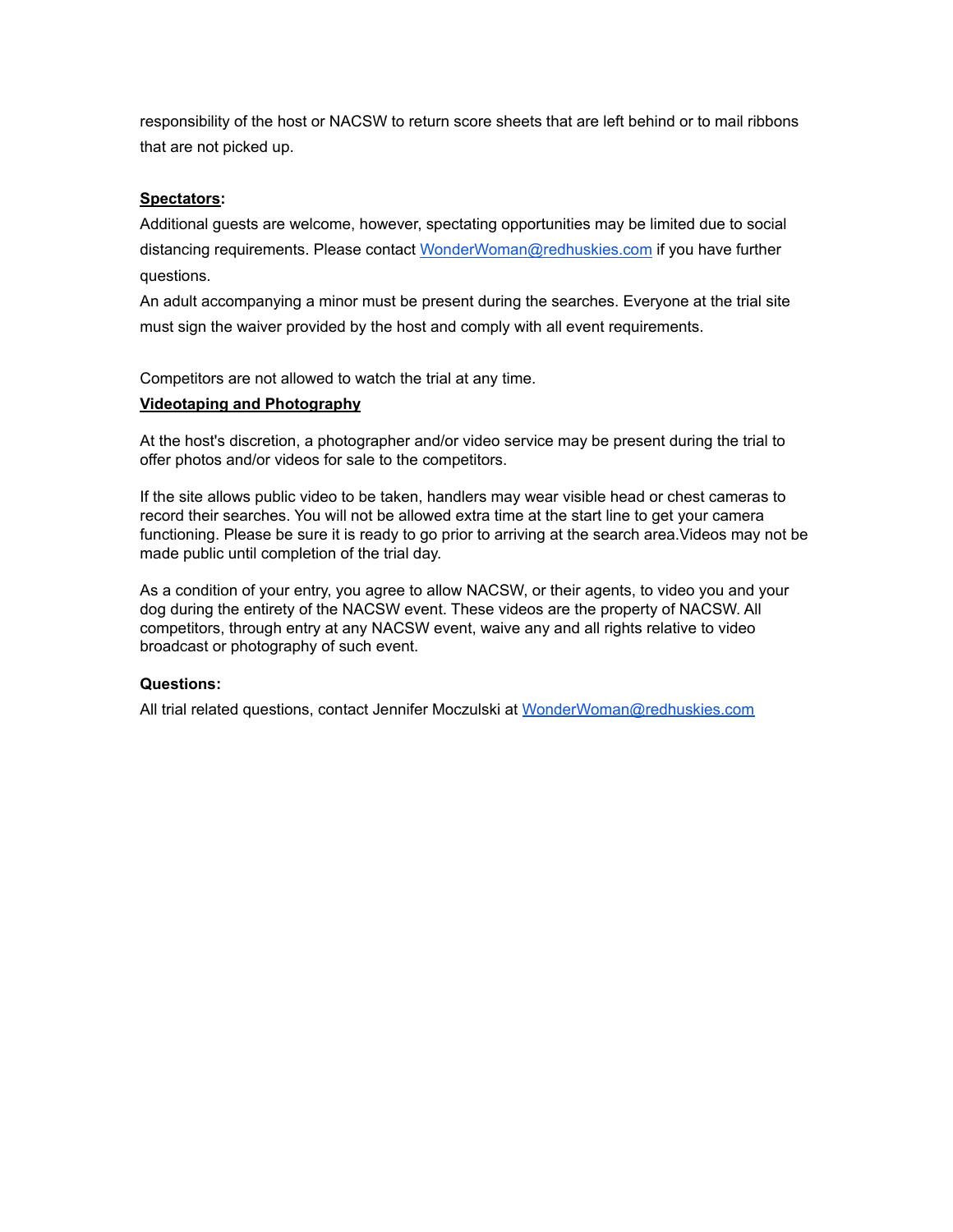responsibility of the host or NACSW to return score sheets that are left behind or to mail ribbons that are not picked up.

**Spectators:**

Additional guests are welcome, however, spectating opportunities may be limited due to social distancing requirements. Please contact WonderWoman@redhuskies.com if you have further questions.

An adult accompanying a minor must be present during the searches. Everyone at the trial site must sign the waiver provided by the host and comply with all event requirements.

Competitors are not allowed to watch the trial at any time.

**Videotaping and Photography**

At the host's discretion, a photographer and/or video service may be present during the trial to offer photos and/or videos for sale to the competitors.

If the site allows public video to be taken, handlers may wear visible head or chest cameras to record their searches. You will not be allowed extra time at the start line to get your camera functioning. Please be sure it is ready to go prior to arriving at the search area.Videos may not be made public until completion of the trial day.

As a condition of your entry, you agree to allow NACSW, or their agents, to video you and your dog during the entirety of the NACSW event. These videos are the property of NACSW. All competitors, through entry at any NACSW event, waive any and all rights relative to video broadcast or photography of such event.

**Questions:**

All trial related questions, contact Jennifer Moczulski at WonderWoman@redhuskies.com